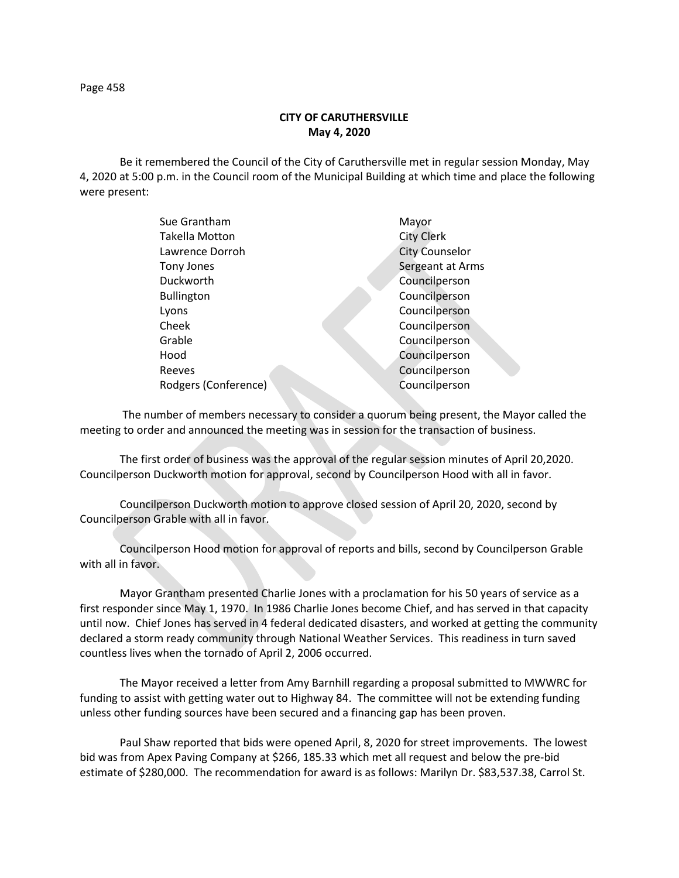## CITY OF CARUTHERSVILLE
## May 4, 2020

Be it remembered the Council of the City of Caruthersville met in regular session Monday, May 4, 2020 at 5:00 p.m. in the Council room of the Municipal Building at which time and place the following were present:

| | |
|---|---|
| Sue Grantham | Mayor |
| Takella Motton | City Clerk |
| Lawrence Dorroh | City Counselor |
| Tony Jones | Sergeant at Arms |
| Duckworth | Councilperson |
| Bullington | Councilperson |
| Lyons | Councilperson |
| Cheek | Councilperson |
| Grable | Councilperson |
| Hood | Councilperson |
| Reeves | Councilperson |
| Rodgers (Conference) | Councilperson |

The number of members necessary to consider a quorum being present, the Mayor called the meeting to order and announced the meeting was in session for the transaction of business.

The first order of business was the approval of the regular session minutes of April 20,2020. Councilperson Duckworth motion for approval, second by Councilperson Hood with all in favor.

Councilperson Duckworth motion to approve closed session of April 20, 2020, second by Councilperson Grable with all in favor.

Councilperson Hood motion for approval of reports and bills, second by Councilperson Grable with all in favor.

Mayor Grantham presented Charlie Jones with a proclamation for his 50 years of service as a first responder since May 1, 1970. In 1986 Charlie Jones become Chief, and has served in that capacity until now. Chief Jones has served in 4 federal dedicated disasters, and worked at getting the community declared a storm ready community through National Weather Services. This readiness in turn saved countless lives when the tornado of April 2, 2006 occurred.

The Mayor received a letter from Amy Barnhill regarding a proposal submitted to MWWRC for funding to assist with getting water out to Highway 84. The committee will not be extending funding unless other funding sources have been secured and a financing gap has been proven.

Paul Shaw reported that bids were opened April, 8, 2020 for street improvements. The lowest bid was from Apex Paving Company at $266, 185.33 which met all request and below the pre-bid estimate of $280,000. The recommendation for award is as follows: Marilyn Dr. $83,537.38, Carrol St.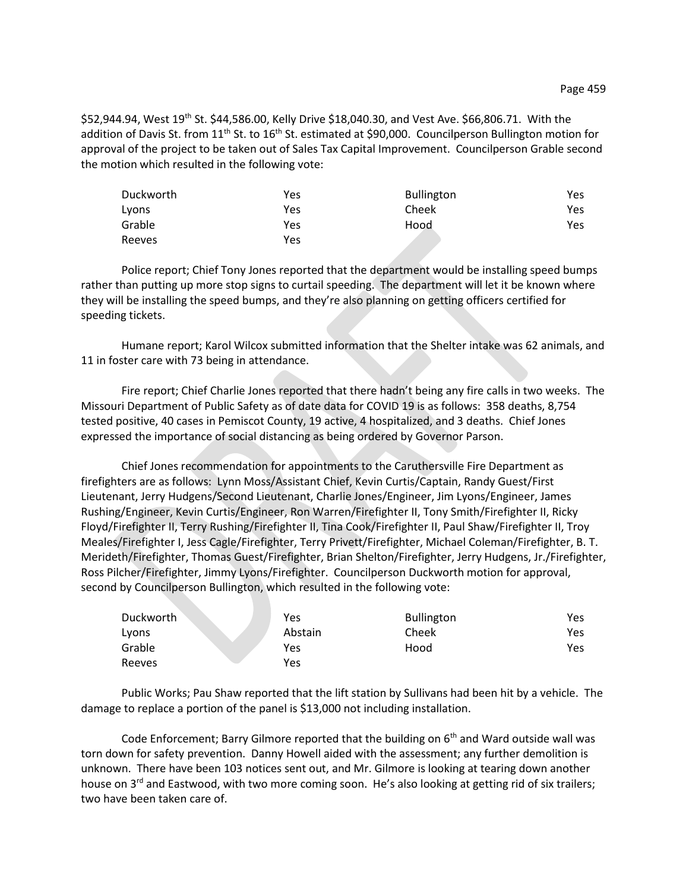$52,944.94, West 19th St. $44,586.00, Kelly Drive $18,040.30, and Vest Ave. $66,806.71. With the addition of Davis St. from 11th St. to 16th St. estimated at $90,000. Councilperson Bullington motion for approval of the project to be taken out of Sales Tax Capital Improvement. Councilperson Grable second the motion which resulted in the following vote:

| | | | |
|---|---|---|---|
| Duckworth | Yes | Bullington | Yes |
| Lyons | Yes | Cheek | Yes |
| Grable | Yes | Hood | Yes |
| Reeves | Yes | | |

Police report; Chief Tony Jones reported that the department would be installing speed bumps rather than putting up more stop signs to curtail speeding. The department will let it be known where they will be installing the speed bumps, and they're also planning on getting officers certified for speeding tickets.

Humane report; Karol Wilcox submitted information that the Shelter intake was 62 animals, and 11 in foster care with 73 being in attendance.

Fire report; Chief Charlie Jones reported that there hadn't being any fire calls in two weeks. The Missouri Department of Public Safety as of date data for COVID 19 is as follows: 358 deaths, 8,754 tested positive, 40 cases in Pemiscot County, 19 active, 4 hospitalized, and 3 deaths. Chief Jones expressed the importance of social distancing as being ordered by Governor Parson.

Chief Jones recommendation for appointments to the Caruthersville Fire Department as firefighters are as follows: Lynn Moss/Assistant Chief, Kevin Curtis/Captain, Randy Guest/First Lieutenant, Jerry Hudgens/Second Lieutenant, Charlie Jones/Engineer, Jim Lyons/Engineer, James Rushing/Engineer, Kevin Curtis/Engineer, Ron Warren/Firefighter II, Tony Smith/Firefighter II, Ricky Floyd/Firefighter II, Terry Rushing/Firefighter II, Tina Cook/Firefighter II, Paul Shaw/Firefighter II, Troy Meales/Firefighter I, Jess Cagle/Firefighter, Terry Privett/Firefighter, Michael Coleman/Firefighter, B. T. Merideth/Firefighter, Thomas Guest/Firefighter, Brian Shelton/Firefighter, Jerry Hudgens, Jr./Firefighter, Ross Pilcher/Firefighter, Jimmy Lyons/Firefighter. Councilperson Duckworth motion for approval, second by Councilperson Bullington, which resulted in the following vote:

| | | | |
|---|---|---|---|
| Duckworth | Yes | Bullington | Yes |
| Lyons | Abstain | Cheek | Yes |
| Grable | Yes | Hood | Yes |
| Reeves | Yes | | |

Public Works; Pau Shaw reported that the lift station by Sullivans had been hit by a vehicle. The damage to replace a portion of the panel is $13,000 not including installation.

Code Enforcement; Barry Gilmore reported that the building on 6th and Ward outside wall was torn down for safety prevention. Danny Howell aided with the assessment; any further demolition is unknown. There have been 103 notices sent out, and Mr. Gilmore is looking at tearing down another house on 3rd and Eastwood, with two more coming soon. He's also looking at getting rid of six trailers; two have been taken care of.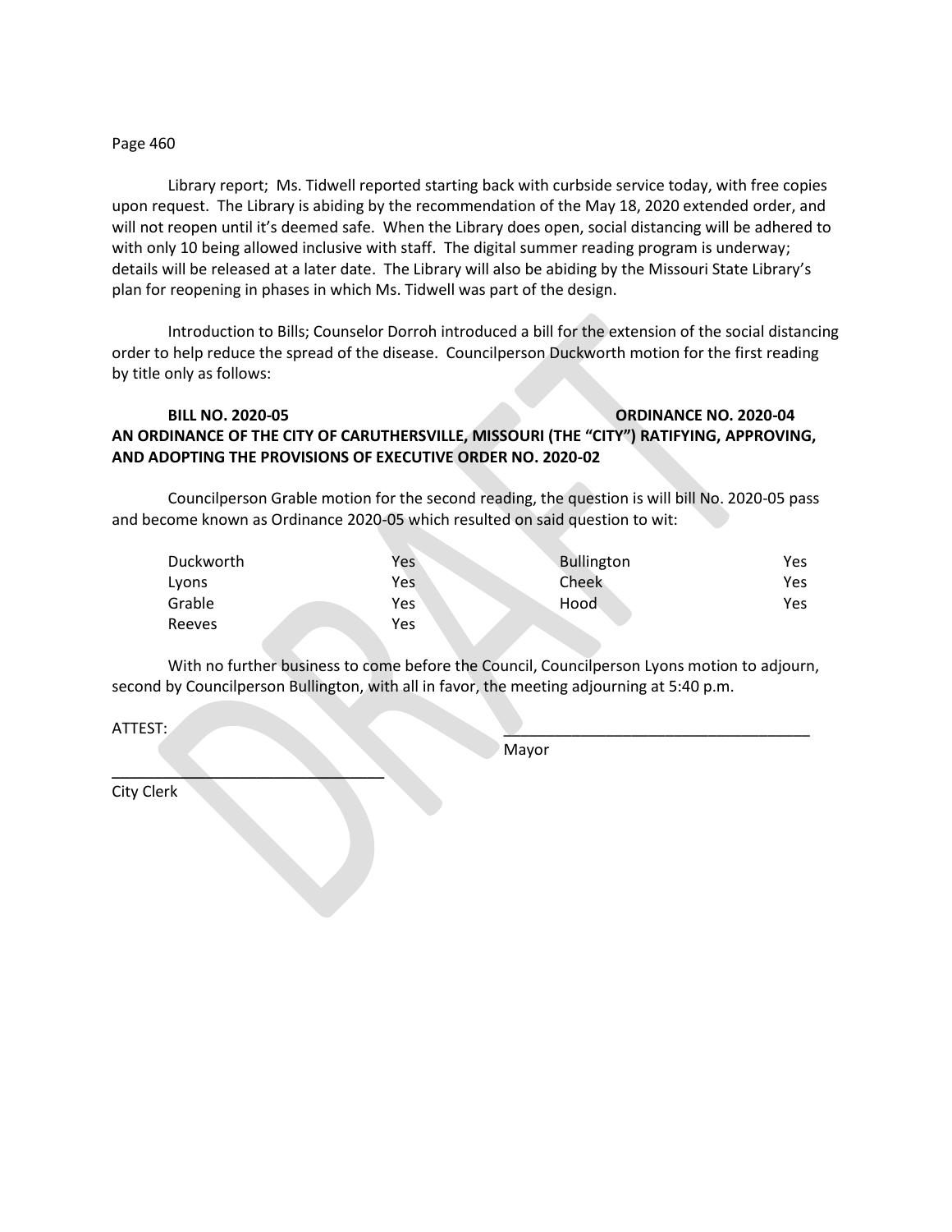Library report; Ms. Tidwell reported starting back with curbside service today, with free copies upon request. The Library is abiding by the recommendation of the May 18, 2020 extended order, and will not reopen until it's deemed safe. When the Library does open, social distancing will be adhered to with only 10 being allowed inclusive with staff. The digital summer reading program is underway; details will be released at a later date. The Library will also be abiding by the Missouri State Library's plan for reopening in phases in which Ms. Tidwell was part of the design.

Introduction to Bills; Counselor Dorroh introduced a bill for the extension of the social distancing order to help reduce the spread of the disease. Councilperson Duckworth motion for the first reading by title only as follows:

**BILL NO. 2020-05** **ORDINANCE NO. 2020-04**
**AN ORDINANCE OF THE CITY OF CARUTHERSVILLE, MISSOURI (THE "CITY") RATIFYING, APPROVING, AND ADOPTING THE PROVISIONS OF EXECUTIVE ORDER NO. 2020-02**

Councilperson Grable motion for the second reading, the question is will bill No. 2020-05 pass and become known as Ordinance 2020-05 which resulted on said question to wit:

| | | | |
|---|---|---|---|
| Duckworth | Yes | Bullington | Yes |
| Lyons | Yes | Cheek | Yes |
| Grable | Yes | Hood | Yes |
| Reeves | Yes | | |

With no further business to come before the Council, Councilperson Lyons motion to adjourn, second by Councilperson Bullington, with all in favor, the meeting adjourning at 5:40 p.m.

ATTEST: ____________________________________

Mayor

________________________________

City Clerk